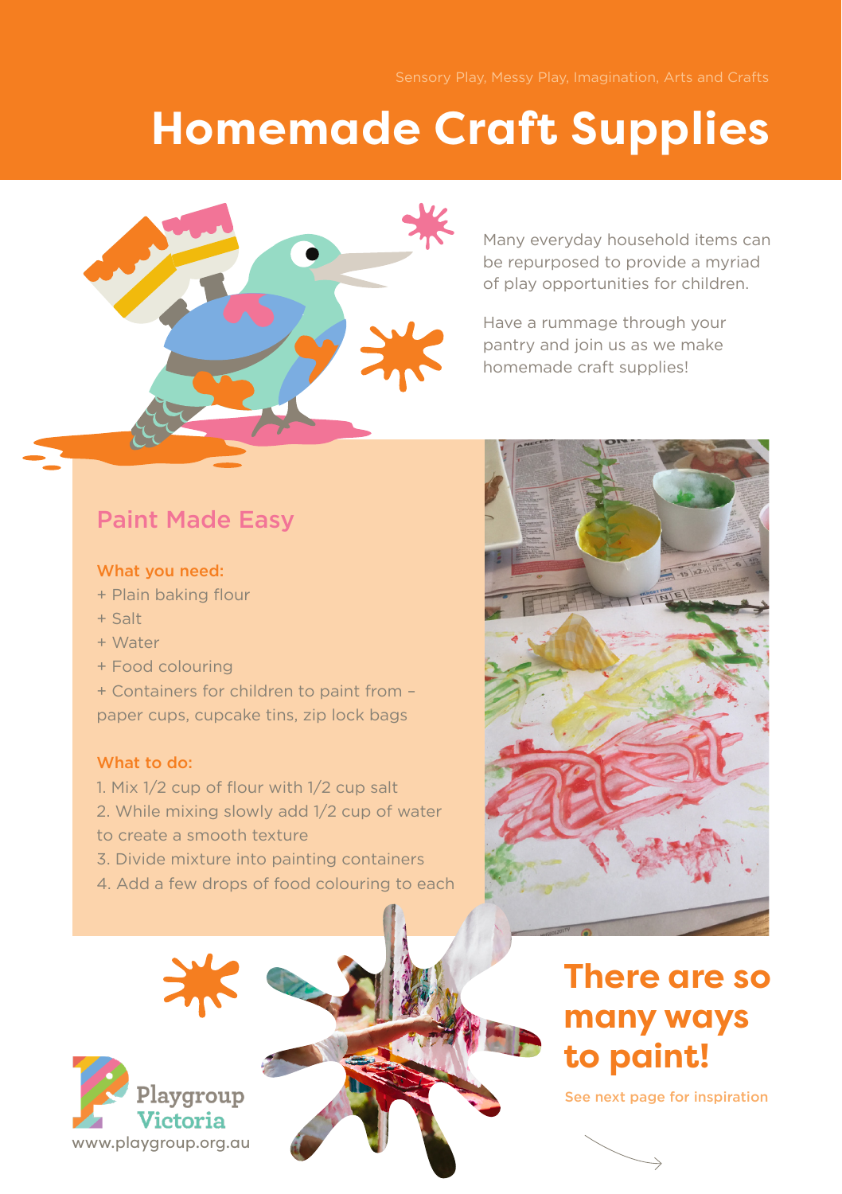Sensory Play, Messy Play, Imagination, Arts and Crafts

# Homemade Craft Supplies

Many everyday household items can be repurposed to provide a myriad of play opportunities for children.

Have a rummage through your pantry and join us as we make homemade craft supplies!

## Paint Made Easy

### What you need:

+ Plain baking flour
+ Salt
+ Water
+ Food colouring
+ Containers for children to paint from – paper cups, cupcake tins, zip lock bags

### What to do:

1. Mix 1/2 cup of flour with 1/2 cup salt
2. While mixing slowly add 1/2 cup of water to create a smooth texture
3. Divide mixture into painting containers
4. Add a few drops of food colouring to each

## There are so many ways to paint!

See next page for inspiration

Playgroup Victoria
www.playgroup.org.au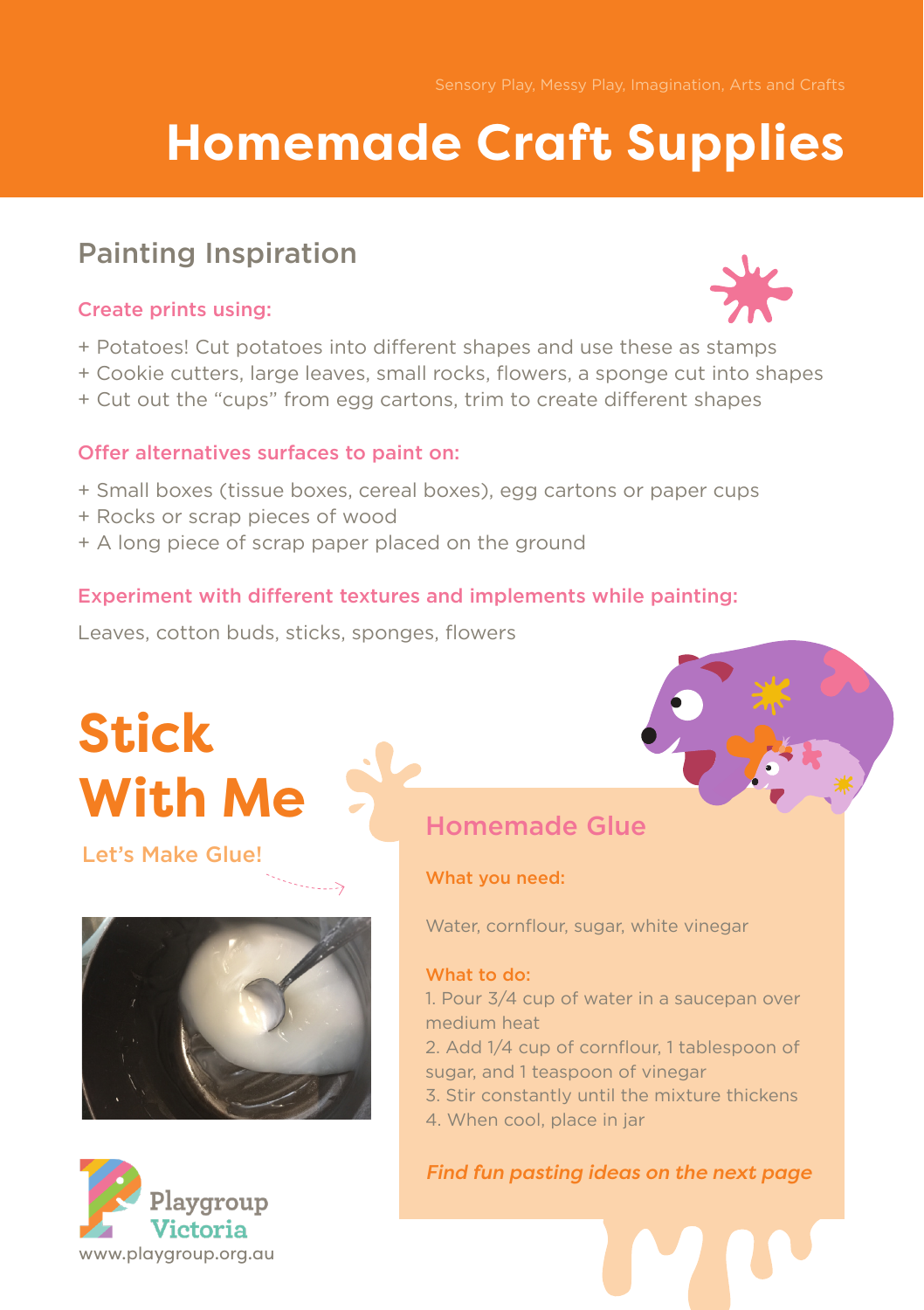Sensory Play, Messy Play, Imagination, Arts and Crafts

# Homemade Craft Supplies

## Painting Inspiration

### Create prints using:

+ Potatoes! Cut potatoes into different shapes and use these as stamps
+ Cookie cutters, large leaves, small rocks, flowers, a sponge cut into shapes
+ Cut out the "cups" from egg cartons, trim to create different shapes

### Offer alternatives surfaces to paint on:

+ Small boxes (tissue boxes, cereal boxes), egg cartons or paper cups
+ Rocks or scrap pieces of wood
+ A long piece of scrap paper placed on the ground

### Experiment with different textures and implements while painting:

Leaves, cotton buds, sticks, sponges, flowers

## Stick With Me

**Let's Make Glue!**

### Homemade Glue

**What you need:**

Water, cornflour, sugar, white vinegar

**What to do:**

1. Pour 3/4 cup of water in a saucepan over medium heat
2. Add 1/4 cup of cornflour, 1 tablespoon of sugar, and 1 teaspoon of vinegar
3. Stir constantly until the mixture thickens
4. When cool, place in jar

***Find fun pasting ideas on the next page***

Playgroup Victoria
www.playgroup.org.au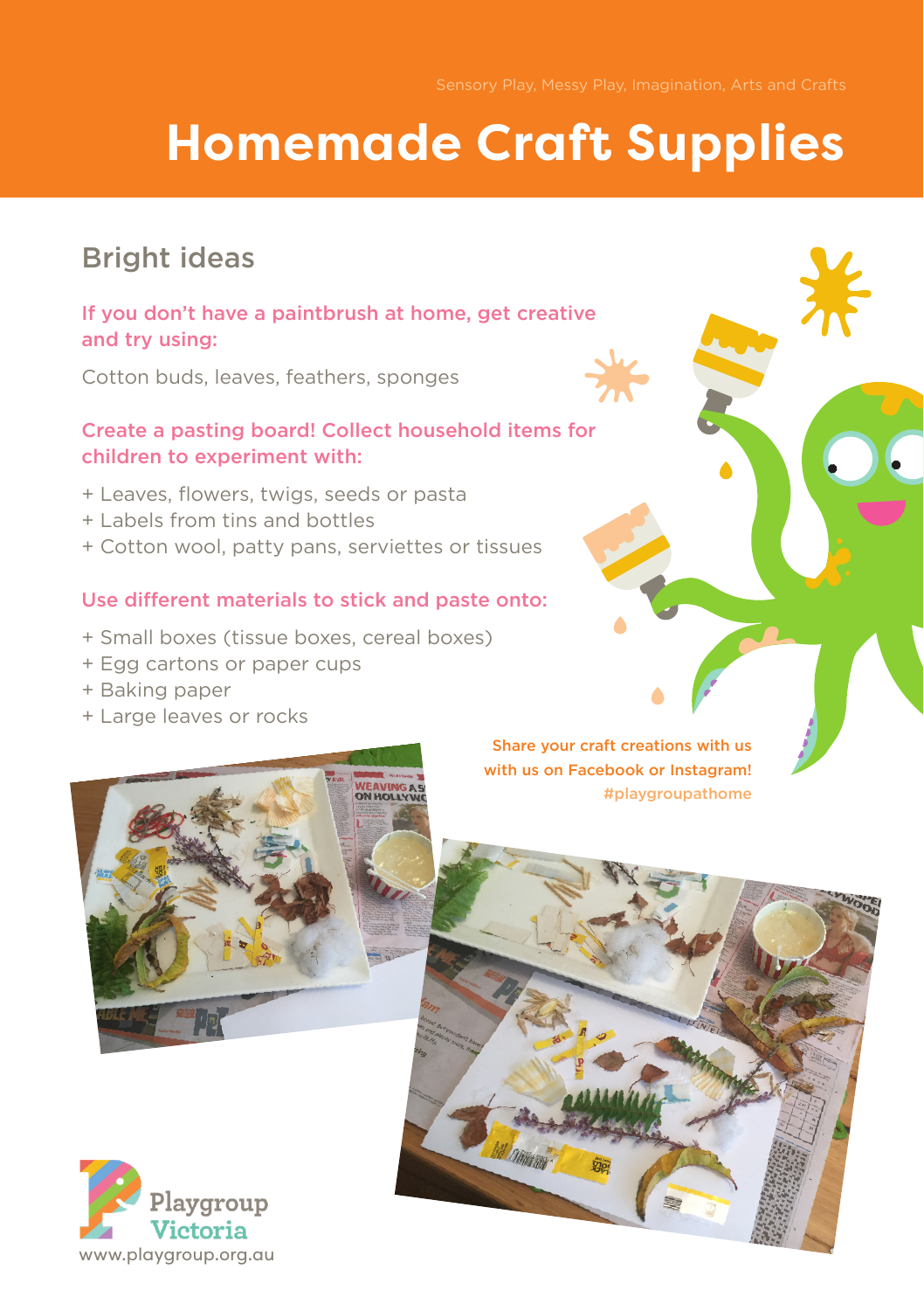Sensory Play, Messy Play, Imagination, Arts and Crafts

# Homemade Craft Supplies

## Bright ideas

**If you don't have a paintbrush at home, get creative and try using:**

Cotton buds, leaves, feathers, sponges

**Create a pasting board! Collect household items for children to experiment with:**

+ Leaves, flowers, twigs, seeds or pasta
+ Labels from tins and bottles
+ Cotton wool, patty pans, serviettes or tissues

**Use different materials to stick and paste onto:**

+ Small boxes (tissue boxes, cereal boxes)
+ Egg cartons or paper cups
+ Baking paper
+ Large leaves or rocks

Share your craft creations with us with us on Facebook or Instagram!
#playgroupathome

Playgroup Victoria
www.playgroup.org.au